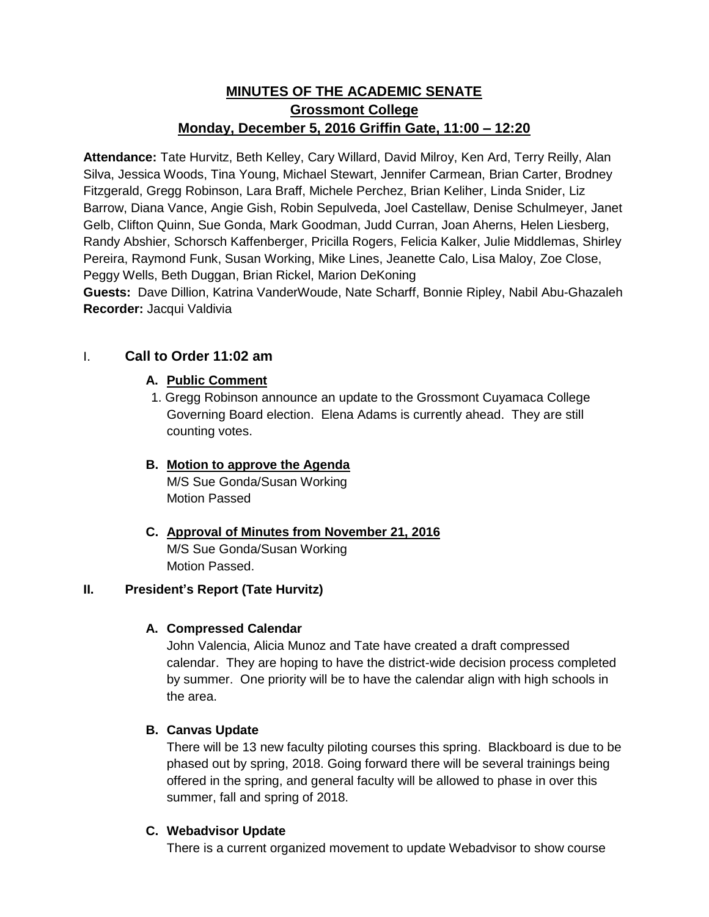# MINUTES OF THE ACADEMIC SENATE
## Grossmont College
## Monday, December 5, 2016 Griffin Gate, 11:00 – 12:20

**Attendance:** Tate Hurvitz, Beth Kelley, Cary Willard, David Milroy, Ken Ard, Terry Reilly, Alan Silva, Jessica Woods, Tina Young, Michael Stewart, Jennifer Carmean, Brian Carter, Brodney Fitzgerald, Gregg Robinson, Lara Braff, Michele Perchez, Brian Keliher, Linda Snider, Liz Barrow, Diana Vance, Angie Gish, Robin Sepulveda, Joel Castellaw, Denise Schulmeyer, Janet Gelb, Clifton Quinn, Sue Gonda, Mark Goodman, Judd Curran, Joan Aherns, Helen Liesberg, Randy Abshier, Schorsch Kaffenberger, Pricilla Rogers, Felicia Kalker, Julie Middlemas, Shirley Pereira, Raymond Funk, Susan Working, Mike Lines, Jeanette Calo, Lisa Maloy, Zoe Close, Peggy Wells, Beth Duggan, Brian Rickel, Marion DeKoning

**Guests:** Dave Dillion, Katrina VanderWoude, Nate Scharff, Bonnie Ripley, Nabil Abu-Ghazaleh

**Recorder:** Jacqui Valdivia

## I. Call to Order 11:02 am

### A. Public Comment

1. Gregg Robinson announce an update to the Grossmont Cuyamaca College Governing Board election. Elena Adams is currently ahead. They are still counting votes.

### B. Motion to approve the Agenda

M/S Sue Gonda/Susan Working
Motion Passed

### C. Approval of Minutes from November 21, 2016

M/S Sue Gonda/Susan Working
Motion Passed.

## II. President's Report (Tate Hurvitz)

### A. Compressed Calendar

John Valencia, Alicia Munoz and Tate have created a draft compressed calendar. They are hoping to have the district-wide decision process completed by summer. One priority will be to have the calendar align with high schools in the area.

### B. Canvas Update

There will be 13 new faculty piloting courses this spring. Blackboard is due to be phased out by spring, 2018. Going forward there will be several trainings being offered in the spring, and general faculty will be allowed to phase in over this summer, fall and spring of 2018.

### C. Webadvisor Update

There is a current organized movement to update Webadvisor to show course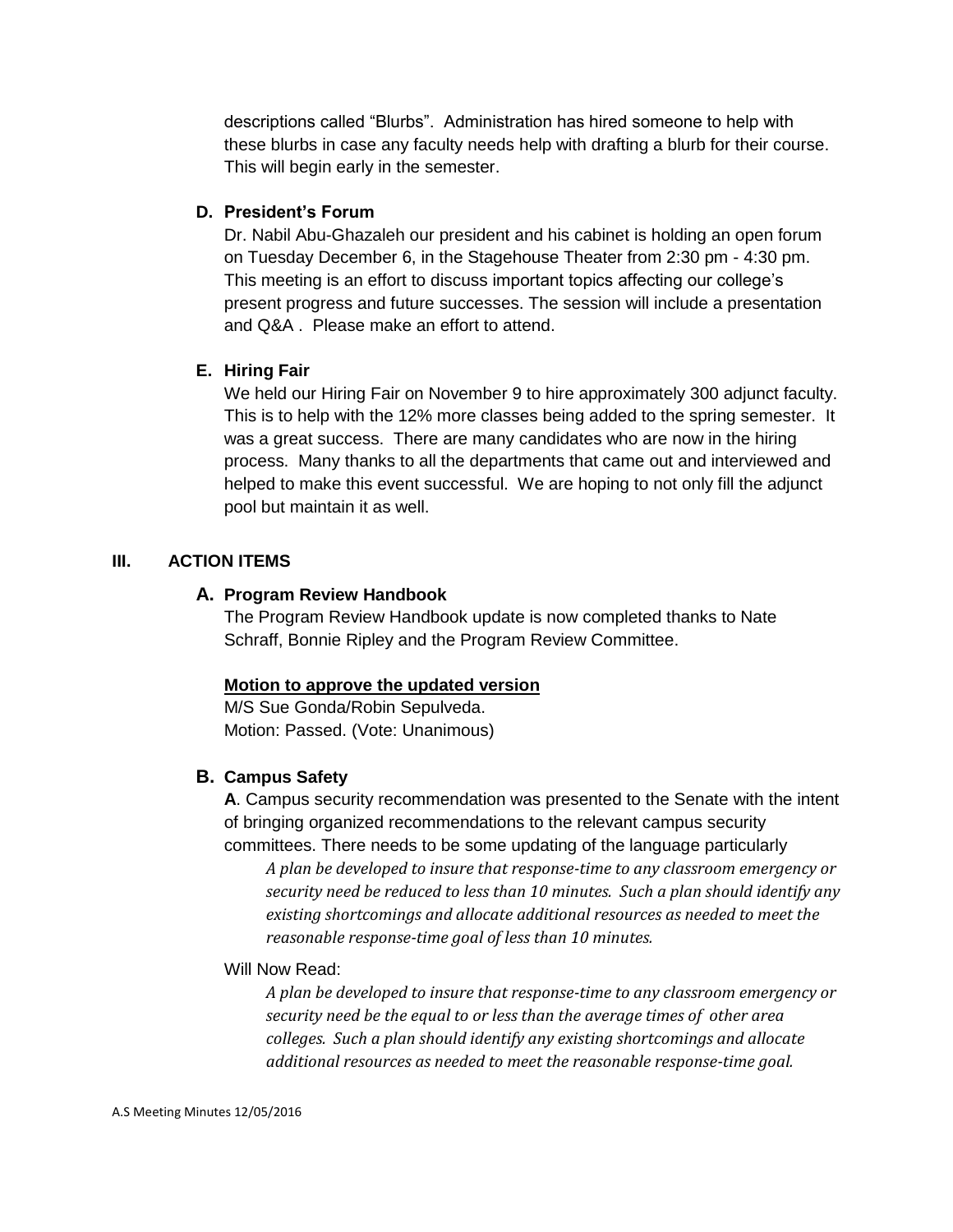descriptions called "Blurbs". Administration has hired someone to help with these blurbs in case any faculty needs help with drafting a blurb for their course. This will begin early in the semester.

**D. President's Forum**

Dr. Nabil Abu-Ghazaleh our president and his cabinet is holding an open forum on Tuesday December 6, in the Stagehouse Theater from 2:30 pm - 4:30 pm. This meeting is an effort to discuss important topics affecting our college's present progress and future successes. The session will include a presentation and Q&A . Please make an effort to attend.

**E. Hiring Fair**

We held our Hiring Fair on November 9 to hire approximately 300 adjunct faculty. This is to help with the 12% more classes being added to the spring semester. It was a great success. There are many candidates who are now in the hiring process. Many thanks to all the departments that came out and interviewed and helped to make this event successful. We are hoping to not only fill the adjunct pool but maintain it as well.

## III. ACTION ITEMS

**A. Program Review Handbook**

The Program Review Handbook update is now completed thanks to Nate Schraff, Bonnie Ripley and the Program Review Committee.

**Motion to approve the updated version**

M/S Sue Gonda/Robin Sepulveda.
Motion: Passed. (Vote: Unanimous)

**B. Campus Safety**

**A**. Campus security recommendation was presented to the Senate with the intent of bringing organized recommendations to the relevant campus security committees. There needs to be some updating of the language particularly

> *A plan be developed to insure that response-time to any classroom emergency or security need be reduced to less than 10 minutes. Such a plan should identify any existing shortcomings and allocate additional resources as needed to meet the reasonable response-time goal of less than 10 minutes.*

Will Now Read:

> *A plan be developed to insure that response-time to any classroom emergency or security need be the equal to or less than the average times of other area colleges. Such a plan should identify any existing shortcomings and allocate additional resources as needed to meet the reasonable response-time goal.*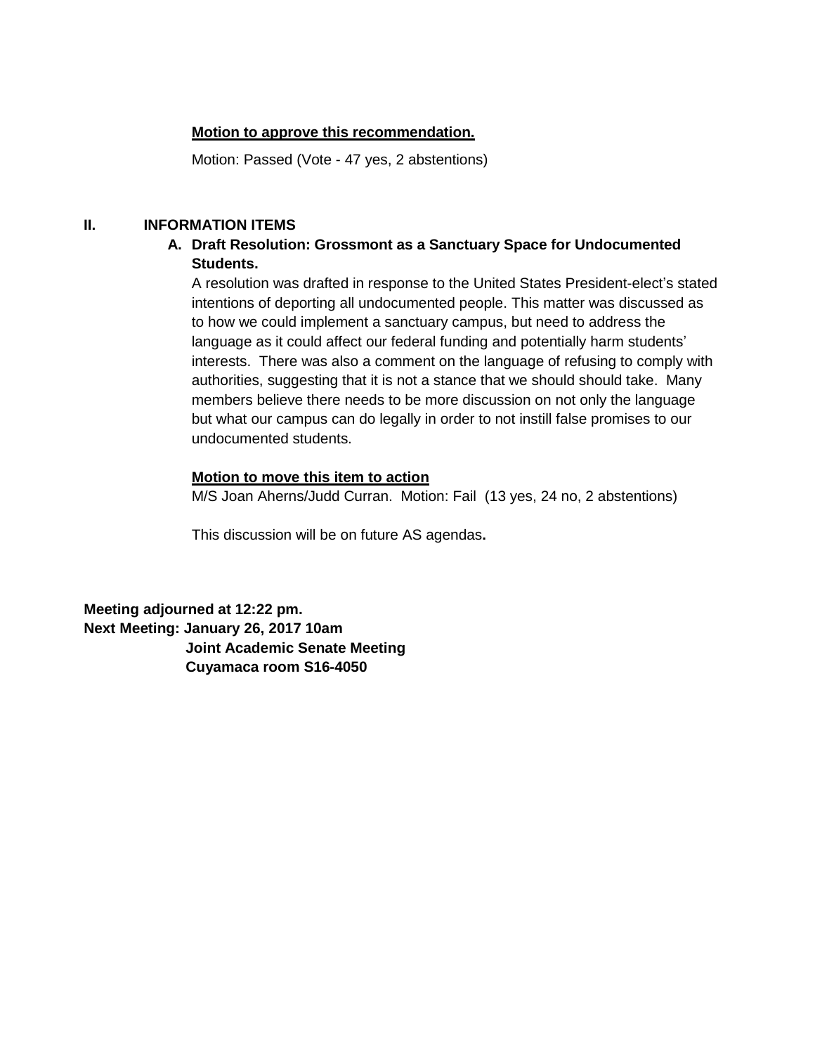**Motion to approve this recommendation.**

Motion: Passed (Vote - 47 yes, 2 abstentions)

## II. INFORMATION ITEMS

### A. Draft Resolution: Grossmont as a Sanctuary Space for Undocumented Students.

A resolution was drafted in response to the United States President-elect's stated intentions of deporting all undocumented people. This matter was discussed as to how we could implement a sanctuary campus, but need to address the language as it could affect our federal funding and potentially harm students' interests. There was also a comment on the language of refusing to comply with authorities, suggesting that it is not a stance that we should should take. Many members believe there needs to be more discussion on not only the language but what our campus can do legally in order to not instill false promises to our undocumented students.

**Motion to move this item to action**

M/S Joan Aherns/Judd Curran. Motion: Fail (13 yes, 24 no, 2 abstentions)

This discussion will be on future AS agendas**.**

**Meeting adjourned at 12:22 pm.**
**Next Meeting: January 26, 2017 10am**
**Joint Academic Senate Meeting**
**Cuyamaca room S16-4050**